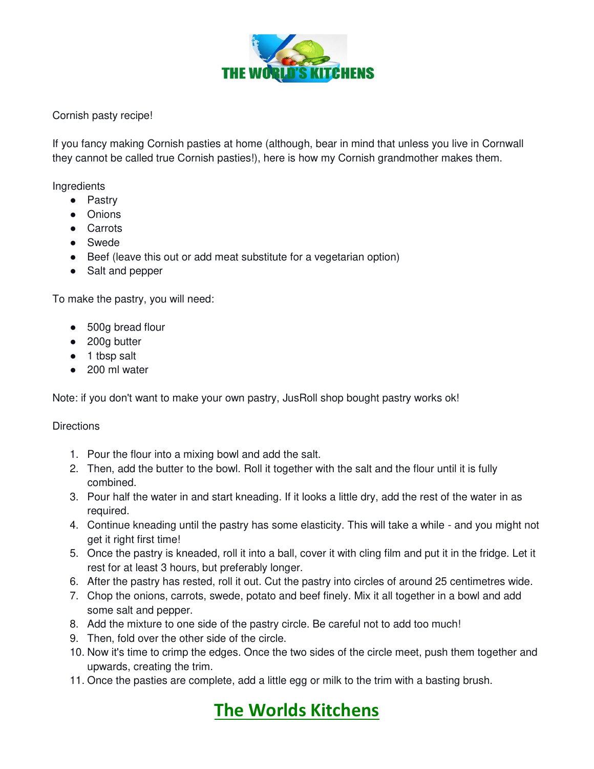# THE WORLD'S KITCHENS

Cornish pasty recipe!

If you fancy making Cornish pasties at home (although, bear in mind that unless you live in Cornwall they cannot be called true Cornish pasties!), here is how my Cornish grandmother makes them.

Ingredients

- Pastry
- Onions
- Carrots
- Swede
- Beef (leave this out or add meat substitute for a vegetarian option)
- Salt and pepper

To make the pastry, you will need:

- 500g bread flour
- 200g butter
- 1 tbsp salt
- 200 ml water

Note: if you don't want to make your own pastry, JusRoll shop bought pastry works ok!

Directions

1. Pour the flour into a mixing bowl and add the salt.
2. Then, add the butter to the bowl. Roll it together with the salt and the flour until it is fully combined.
3. Pour half the water in and start kneading. If it looks a little dry, add the rest of the water in as required.
4. Continue kneading until the pastry has some elasticity. This will take a while - and you might not get it right first time!
5. Once the pastry is kneaded, roll it into a ball, cover it with cling film and put it in the fridge. Let it rest for at least 3 hours, but preferably longer.
6. After the pastry has rested, roll it out. Cut the pastry into circles of around 25 centimetres wide.
7. Chop the onions, carrots, swede, potato and beef finely. Mix it all together in a bowl and add some salt and pepper.
8. Add the mixture to one side of the pastry circle. Be careful not to add too much!
9. Then, fold over the other side of the circle.
10. Now it's time to crimp the edges. Once the two sides of the circle meet, push them together and upwards, creating the trim.
11. Once the pasties are complete, add a little egg or milk to the trim with a basting brush.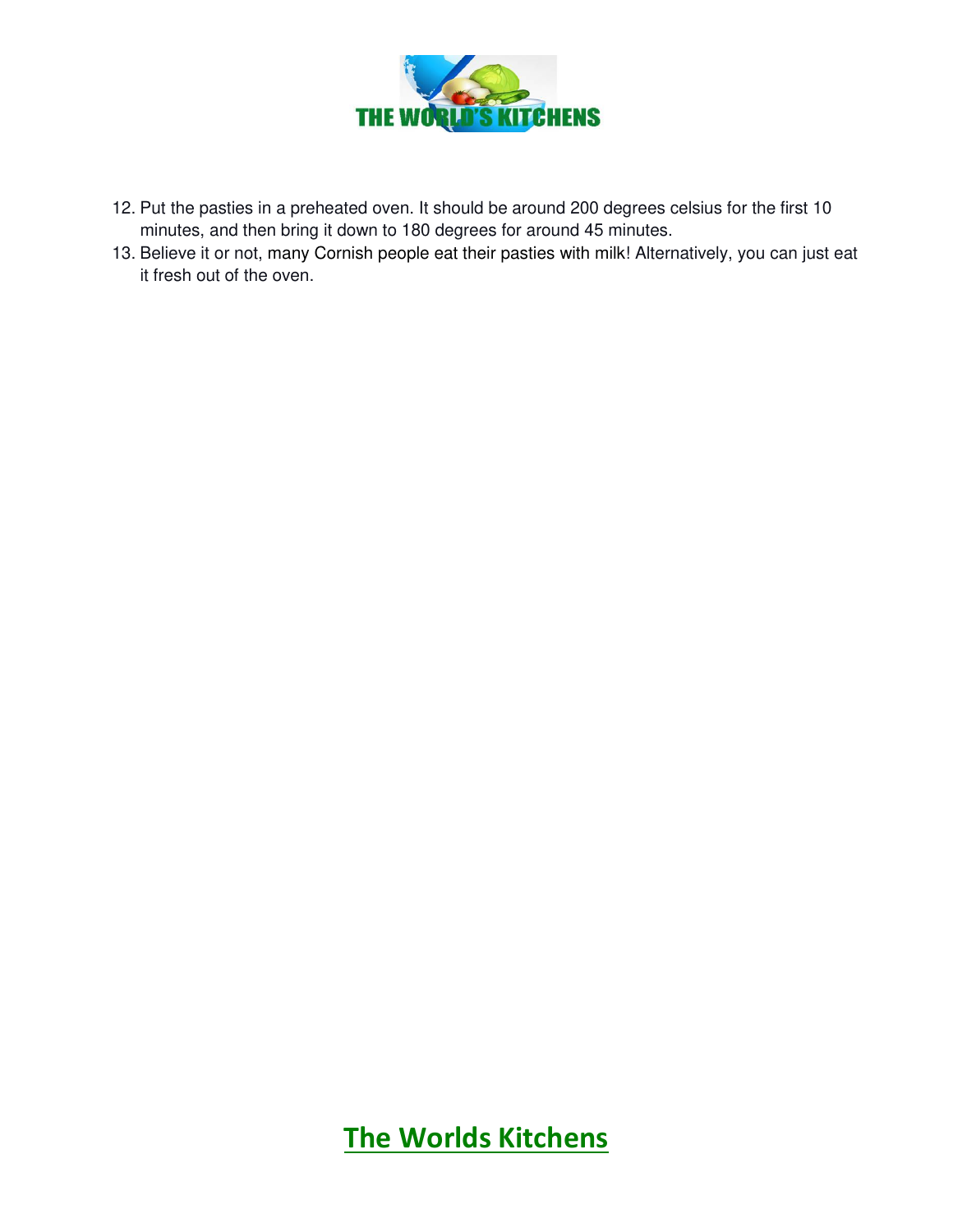12. Put the pasties in a preheated oven. It should be around 200 degrees celsius for the first 10 minutes, and then bring it down to 180 degrees for around 45 minutes.
13. Believe it or not, many Cornish people eat their pasties with milk! Alternatively, you can just eat it fresh out of the oven.